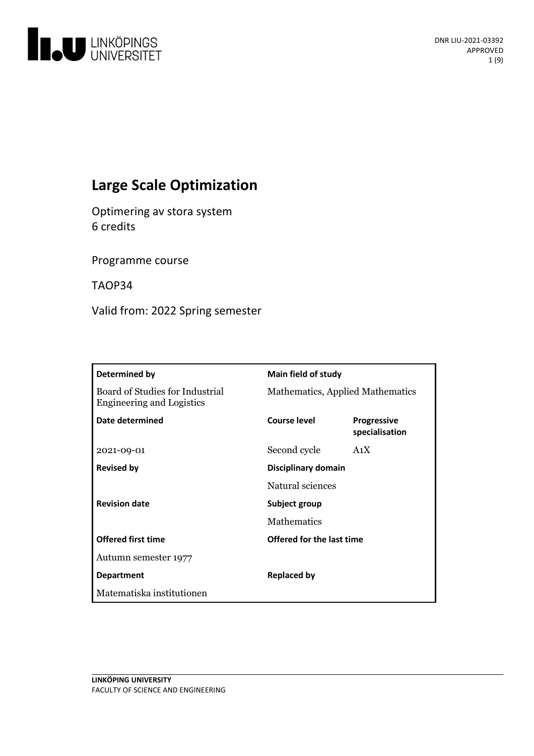# Large Scale Optimization

Optimering av stora system
6 credits

Programme course

TAOP34

Valid from: 2022 Spring semester

| Determined by | Main field of study | |
|---|---|---|
| Board of Studies for Industrial Engineering and Logistics | Mathematics, Applied Mathematics | |
| **Date determined** | **Course level** | **Progressive specialisation** |
| 2021-09-01 | Second cycle | A1X |
| **Revised by** | **Disciplinary domain** | |
| | Natural sciences | |
| **Revision date** | **Subject group** | |
| | Mathematics | |
| **Offered first time** | **Offered for the last time** | |
| Autumn semester 1977 | | |
| **Department** | **Replaced by** | |
| Matematiska institutionen | | |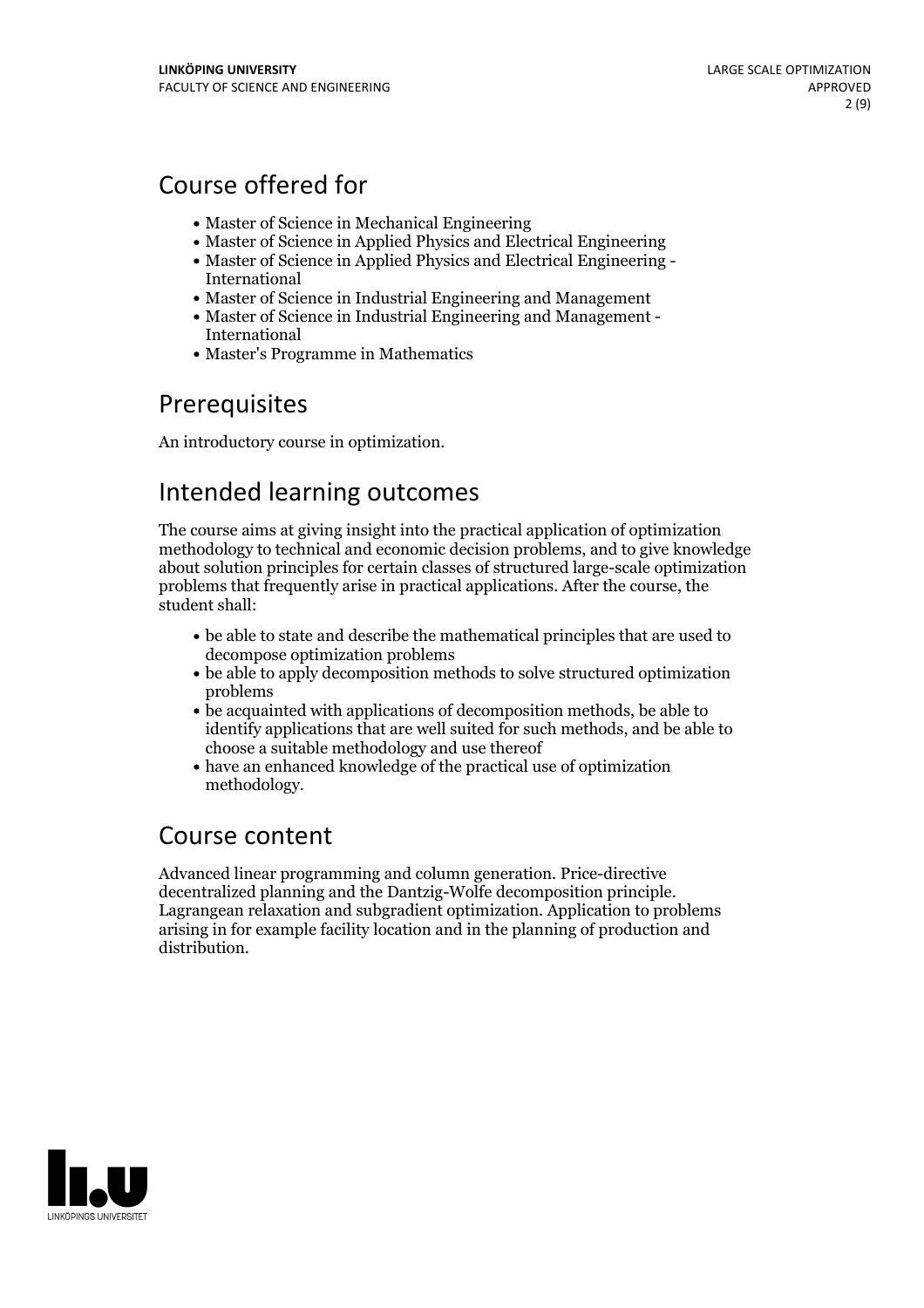## Course offered for

- Master of Science in Mechanical Engineering
- Master of Science in Applied Physics and Electrical Engineering
- Master of Science in Applied Physics and Electrical Engineering - International
- Master of Science in Industrial Engineering and Management
- Master of Science in Industrial Engineering and Management - International
- Master's Programme in Mathematics

## Prerequisites

An introductory course in optimization.

## Intended learning outcomes

The course aims at giving insight into the practical application of optimization methodology to technical and economic decision problems, and to give knowledge about solution principles for certain classes of structured large-scale optimization problems that frequently arise in practical applications. After the course, the student shall:

- be able to state and describe the mathematical principles that are used to decompose optimization problems
- be able to apply decomposition methods to solve structured optimization problems
- be acquainted with applications of decomposition methods, be able to identify applications that are well suited for such methods, and be able to choose a suitable methodology and use thereof
- have an enhanced knowledge of the practical use of optimization methodology.

## Course content

Advanced linear programming and column generation. Price-directive decentralized planning and the Dantzig-Wolfe decomposition principle. Lagrangean relaxation and subgradient optimization. Application to problems arising in for example facility location and in the planning of production and distribution.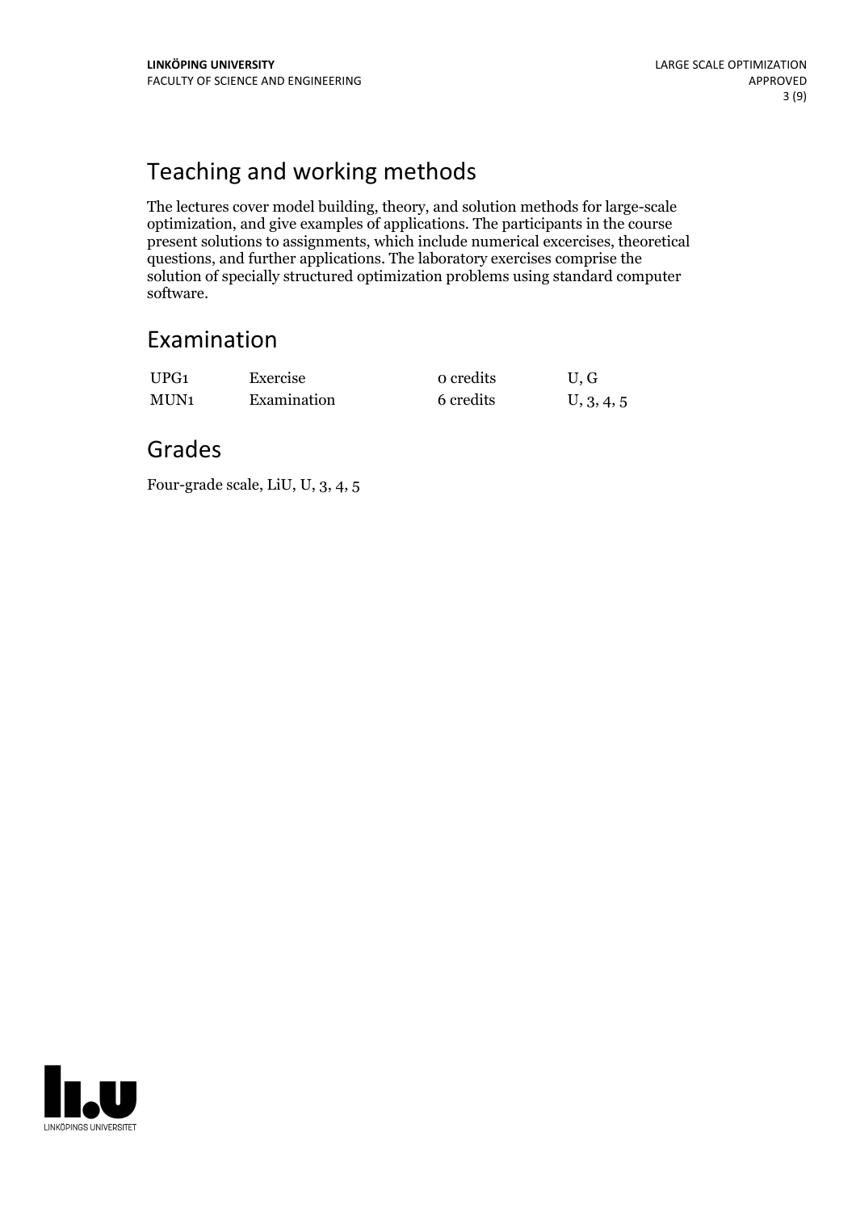## Teaching and working methods

The lectures cover model building, theory, and solution methods for large-scale optimization, and give examples of applications. The participants in the course present solutions to assignments, which include numerical excercises, theoretical questions, and further applications. The laboratory exercises comprise the solution of specially structured optimization problems using standard computer software.

## Examination

| | | | |
|---|---|---|---|
| UPG1 | Exercise | 0 credits | U, G |
| MUN1 | Examination | 6 credits | U, 3, 4, 5 |

## Grades

Four-grade scale, LiU, U, 3, 4, 5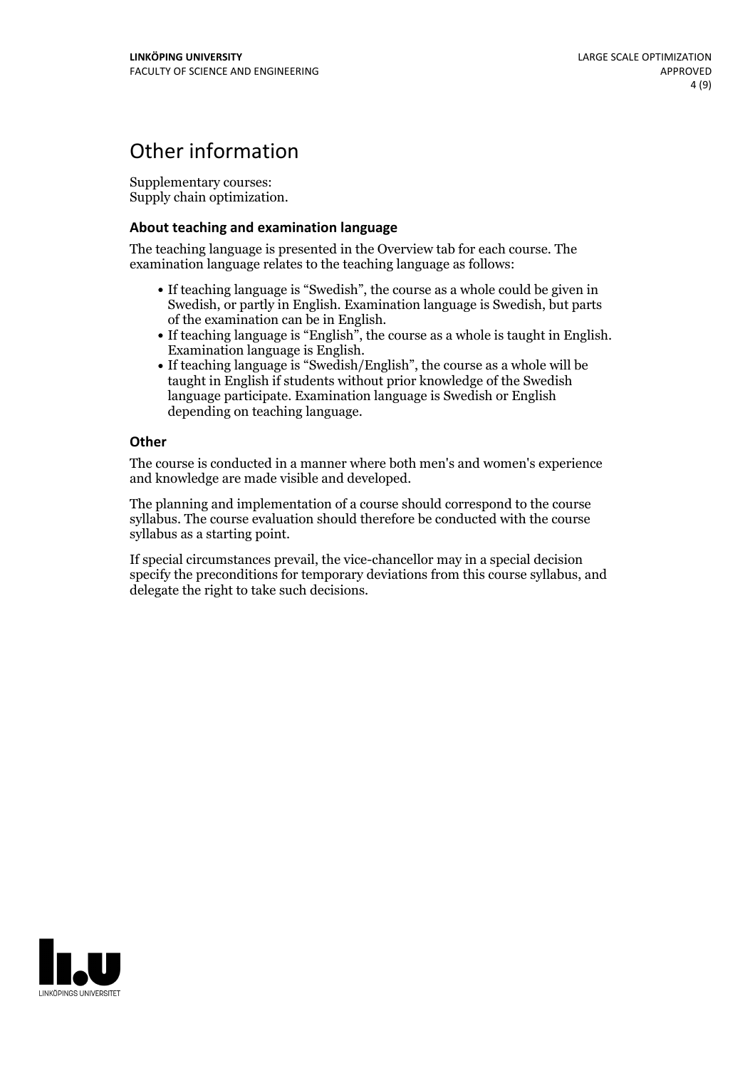# Other information

Supplementary courses:
Supply chain optimization.

### About teaching and examination language

The teaching language is presented in the Overview tab for each course. The examination language relates to the teaching language as follows:

- If teaching language is "Swedish", the course as a whole could be given in Swedish, or partly in English. Examination language is Swedish, but parts of the examination can be in English.
- If teaching language is "English", the course as a whole is taught in English. Examination language is English.
- If teaching language is "Swedish/English", the course as a whole will be taught in English if students without prior knowledge of the Swedish language participate. Examination language is Swedish or English depending on teaching language.

### Other

The course is conducted in a manner where both men's and women's experience and knowledge are made visible and developed.

The planning and implementation of a course should correspond to the course syllabus. The course evaluation should therefore be conducted with the course syllabus as a starting point.

If special circumstances prevail, the vice-chancellor may in a special decision specify the preconditions for temporary deviations from this course syllabus, and delegate the right to take such decisions.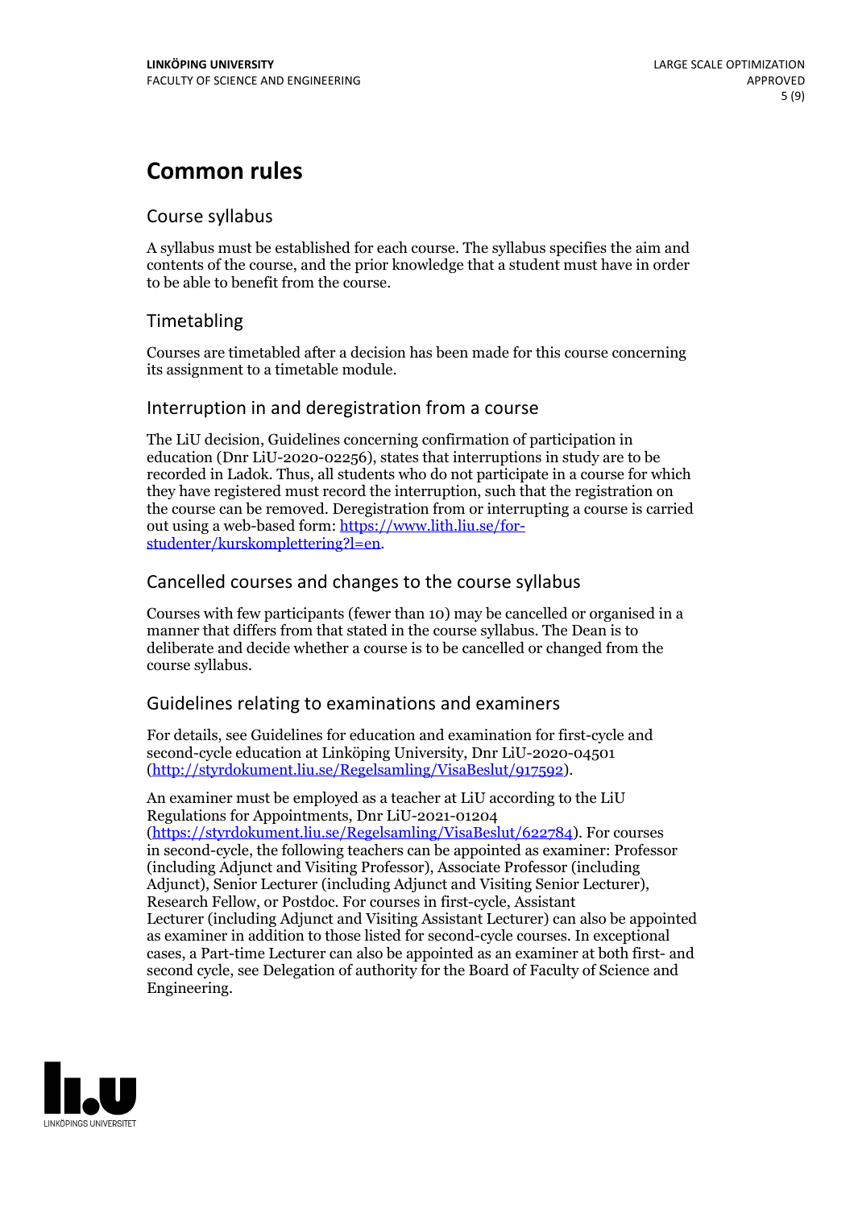# Common rules

## Course syllabus

A syllabus must be established for each course. The syllabus specifies the aim and contents of the course, and the prior knowledge that a student must have in order to be able to benefit from the course.

## Timetabling

Courses are timetabled after a decision has been made for this course concerning its assignment to a timetable module.

## Interruption in and deregistration from a course

The LiU decision, Guidelines concerning confirmation of participation in education (Dnr LiU-2020-02256), states that interruptions in study are to be recorded in Ladok. Thus, all students who do not participate in a course for which they have registered must record the interruption, such that the registration on the course can be removed. Deregistration from or interrupting a course is carried out using a web-based form: https://www.lith.liu.se/for-studenter/kurskomplettering?l=en.

## Cancelled courses and changes to the course syllabus

Courses with few participants (fewer than 10) may be cancelled or organised in a manner that differs from that stated in the course syllabus. The Dean is to deliberate and decide whether a course is to be cancelled or changed from the course syllabus.

## Guidelines relating to examinations and examiners

For details, see Guidelines for education and examination for first-cycle and second-cycle education at Linköping University, Dnr LiU-2020-04501 (http://styrdokument.liu.se/Regelsamling/VisaBeslut/917592).

An examiner must be employed as a teacher at LiU according to the LiU Regulations for Appointments, Dnr LiU-2021-01204 (https://styrdokument.liu.se/Regelsamling/VisaBeslut/622784). For courses in second-cycle, the following teachers can be appointed as examiner: Professor (including Adjunct and Visiting Professor), Associate Professor (including Adjunct), Senior Lecturer (including Adjunct and Visiting Senior Lecturer), Research Fellow, or Postdoc. For courses in first-cycle, Assistant Lecturer (including Adjunct and Visiting Assistant Lecturer) can also be appointed as examiner in addition to those listed for second-cycle courses. In exceptional cases, a Part-time Lecturer can also be appointed as an examiner at both first- and second cycle, see Delegation of authority for the Board of Faculty of Science and Engineering.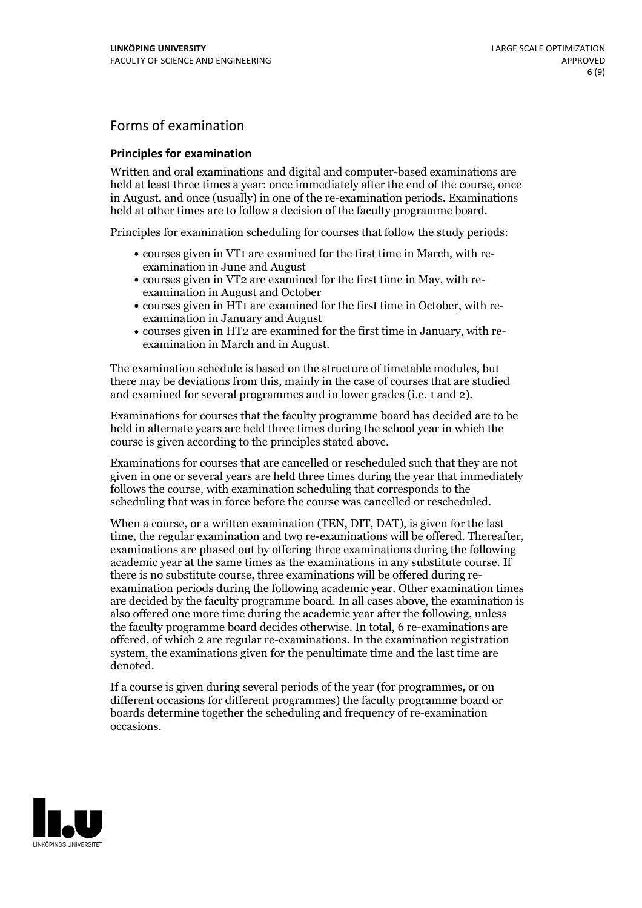## Forms of examination

### Principles for examination

Written and oral examinations and digital and computer-based examinations are held at least three times a year: once immediately after the end of the course, once in August, and once (usually) in one of the re-examination periods. Examinations held at other times are to follow a decision of the faculty programme board.

Principles for examination scheduling for courses that follow the study periods:

- courses given in VT1 are examined for the first time in March, with re-examination in June and August
- courses given in VT2 are examined for the first time in May, with re-examination in August and October
- courses given in HT1 are examined for the first time in October, with re-examination in January and August
- courses given in HT2 are examined for the first time in January, with re-examination in March and in August.

The examination schedule is based on the structure of timetable modules, but there may be deviations from this, mainly in the case of courses that are studied and examined for several programmes and in lower grades (i.e. 1 and 2).

Examinations for courses that the faculty programme board has decided are to be held in alternate years are held three times during the school year in which the course is given according to the principles stated above.

Examinations for courses that are cancelled or rescheduled such that they are not given in one or several years are held three times during the year that immediately follows the course, with examination scheduling that corresponds to the scheduling that was in force before the course was cancelled or rescheduled.

When a course, or a written examination (TEN, DIT, DAT), is given for the last time, the regular examination and two re-examinations will be offered. Thereafter, examinations are phased out by offering three examinations during the following academic year at the same times as the examinations in any substitute course. If there is no substitute course, three examinations will be offered during re-examination periods during the following academic year. Other examination times are decided by the faculty programme board. In all cases above, the examination is also offered one more time during the academic year after the following, unless the faculty programme board decides otherwise. In total, 6 re-examinations are offered, of which 2 are regular re-examinations. In the examination registration system, the examinations given for the penultimate time and the last time are denoted.

If a course is given during several periods of the year (for programmes, or on different occasions for different programmes) the faculty programme board or boards determine together the scheduling and frequency of re-examination occasions.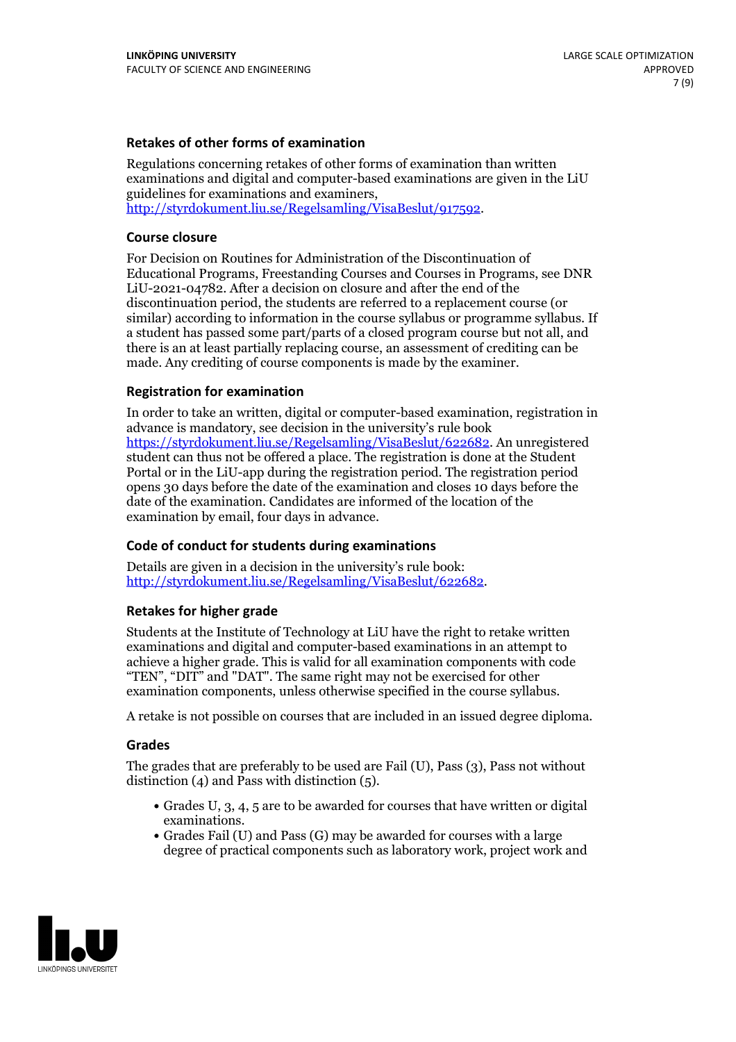### Retakes of other forms of examination

Regulations concerning retakes of other forms of examination than written examinations and digital and computer-based examinations are given in the LiU guidelines for examinations and examiners, http://styrdokument.liu.se/Regelsamling/VisaBeslut/917592.

### Course closure

For Decision on Routines for Administration of the Discontinuation of Educational Programs, Freestanding Courses and Courses in Programs, see DNR LiU-2021-04782. After a decision on closure and after the end of the discontinuation period, the students are referred to a replacement course (or similar) according to information in the course syllabus or programme syllabus. If a student has passed some part/parts of a closed program course but not all, and there is an at least partially replacing course, an assessment of crediting can be made. Any crediting of course components is made by the examiner.

### Registration for examination

In order to take an written, digital or computer-based examination, registration in advance is mandatory, see decision in the university's rule book https://styrdokument.liu.se/Regelsamling/VisaBeslut/622682. An unregistered student can thus not be offered a place. The registration is done at the Student Portal or in the LiU-app during the registration period. The registration period opens 30 days before the date of the examination and closes 10 days before the date of the examination. Candidates are informed of the location of the examination by email, four days in advance.

### Code of conduct for students during examinations

Details are given in a decision in the university's rule book: http://styrdokument.liu.se/Regelsamling/VisaBeslut/622682.

### Retakes for higher grade

Students at the Institute of Technology at LiU have the right to retake written examinations and digital and computer-based examinations in an attempt to achieve a higher grade. This is valid for all examination components with code "TEN", "DIT" and "DAT". The same right may not be exercised for other examination components, unless otherwise specified in the course syllabus.

A retake is not possible on courses that are included in an issued degree diploma.

### Grades

The grades that are preferably to be used are Fail (U), Pass (3), Pass not without distinction (4) and Pass with distinction (5).

- Grades U, 3, 4, 5 are to be awarded for courses that have written or digital examinations.
- Grades Fail (U) and Pass (G) may be awarded for courses with a large degree of practical components such as laboratory work, project work and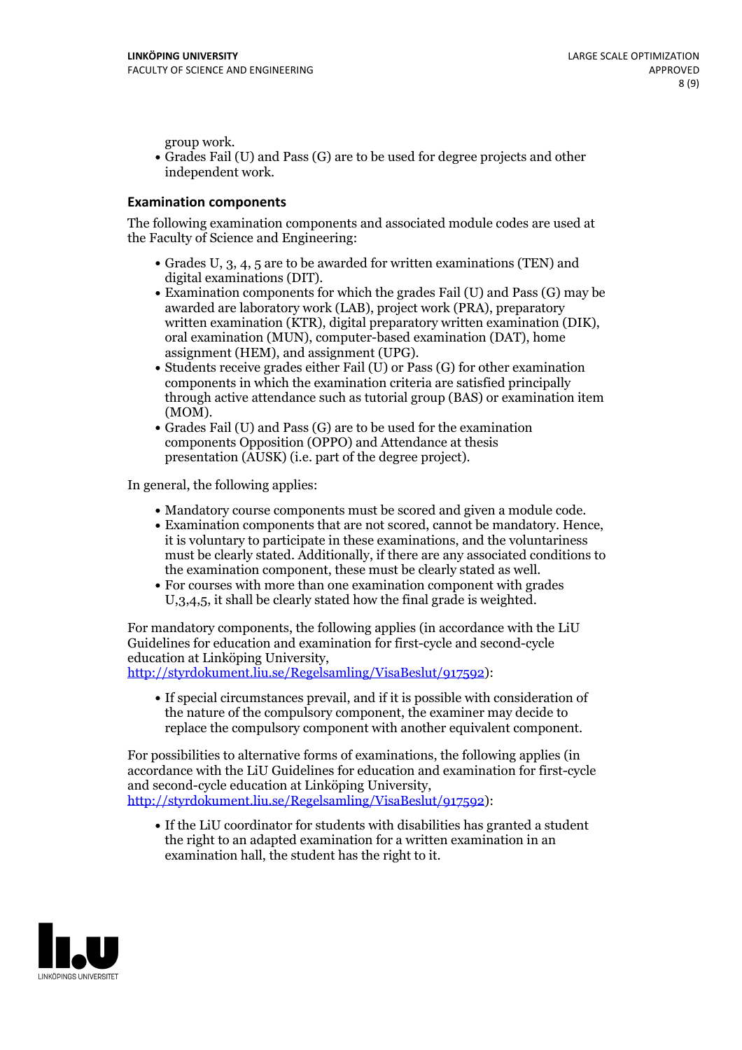group work.

- Grades Fail (U) and Pass (G) are to be used for degree projects and other independent work.

### Examination components

The following examination components and associated module codes are used at the Faculty of Science and Engineering:

- Grades U, 3, 4, 5 are to be awarded for written examinations (TEN) and digital examinations (DIT).
- Examination components for which the grades Fail (U) and Pass (G) may be awarded are laboratory work (LAB), project work (PRA), preparatory written examination (KTR), digital preparatory written examination (DIK), oral examination (MUN), computer-based examination (DAT), home assignment (HEM), and assignment (UPG).
- Students receive grades either Fail (U) or Pass (G) for other examination components in which the examination criteria are satisfied principally through active attendance such as tutorial group (BAS) or examination item (MOM).
- Grades Fail (U) and Pass (G) are to be used for the examination components Opposition (OPPO) and Attendance at thesis presentation (AUSK) (i.e. part of the degree project).

In general, the following applies:

- Mandatory course components must be scored and given a module code.
- Examination components that are not scored, cannot be mandatory. Hence, it is voluntary to participate in these examinations, and the voluntariness must be clearly stated. Additionally, if there are any associated conditions to the examination component, these must be clearly stated as well.
- For courses with more than one examination component with grades U,3,4,5, it shall be clearly stated how the final grade is weighted.

For mandatory components, the following applies (in accordance with the LiU Guidelines for education and examination for first-cycle and second-cycle education at Linköping University, http://styrdokument.liu.se/Regelsamling/VisaBeslut/917592):

- If special circumstances prevail, and if it is possible with consideration of the nature of the compulsory component, the examiner may decide to replace the compulsory component with another equivalent component.

For possibilities to alternative forms of examinations, the following applies (in accordance with the LiU Guidelines for education and examination for first-cycle and second-cycle education at Linköping University, http://styrdokument.liu.se/Regelsamling/VisaBeslut/917592):

- If the LiU coordinator for students with disabilities has granted a student the right to an adapted examination for a written examination in an examination hall, the student has the right to it.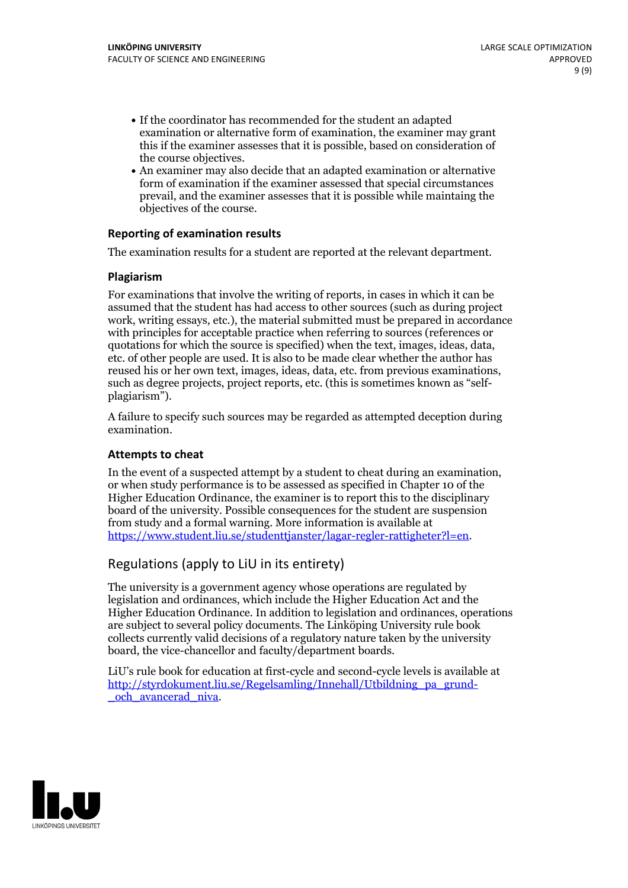- If the coordinator has recommended for the student an adapted examination or alternative form of examination, the examiner may grant this if the examiner assesses that it is possible, based on consideration of the course objectives.
- An examiner may also decide that an adapted examination or alternative form of examination if the examiner assessed that special circumstances prevail, and the examiner assesses that it is possible while maintaing the objectives of the course.

### Reporting of examination results

The examination results for a student are reported at the relevant department.

### Plagiarism

For examinations that involve the writing of reports, in cases in which it can be assumed that the student has had access to other sources (such as during project work, writing essays, etc.), the material submitted must be prepared in accordance with principles for acceptable practice when referring to sources (references or quotations for which the source is specified) when the text, images, ideas, data, etc. of other people are used. It is also to be made clear whether the author has reused his or her own text, images, ideas, data, etc. from previous examinations, such as degree projects, project reports, etc. (this is sometimes known as "self-plagiarism").

A failure to specify such sources may be regarded as attempted deception during examination.

### Attempts to cheat

In the event of a suspected attempt by a student to cheat during an examination, or when study performance is to be assessed as specified in Chapter 10 of the Higher Education Ordinance, the examiner is to report this to the disciplinary board of the university. Possible consequences for the student are suspension from study and a formal warning. More information is available at https://www.student.liu.se/studenttjanster/lagar-regler-rattigheter?l=en.

## Regulations (apply to LiU in its entirety)

The university is a government agency whose operations are regulated by legislation and ordinances, which include the Higher Education Act and the Higher Education Ordinance. In addition to legislation and ordinances, operations are subject to several policy documents. The Linköping University rule book collects currently valid decisions of a regulatory nature taken by the university board, the vice-chancellor and faculty/department boards.

LiU's rule book for education at first-cycle and second-cycle levels is available at http://styrdokument.liu.se/Regelsamling/Innehall/Utbildning_pa_grund-_och_avancerad_niva.